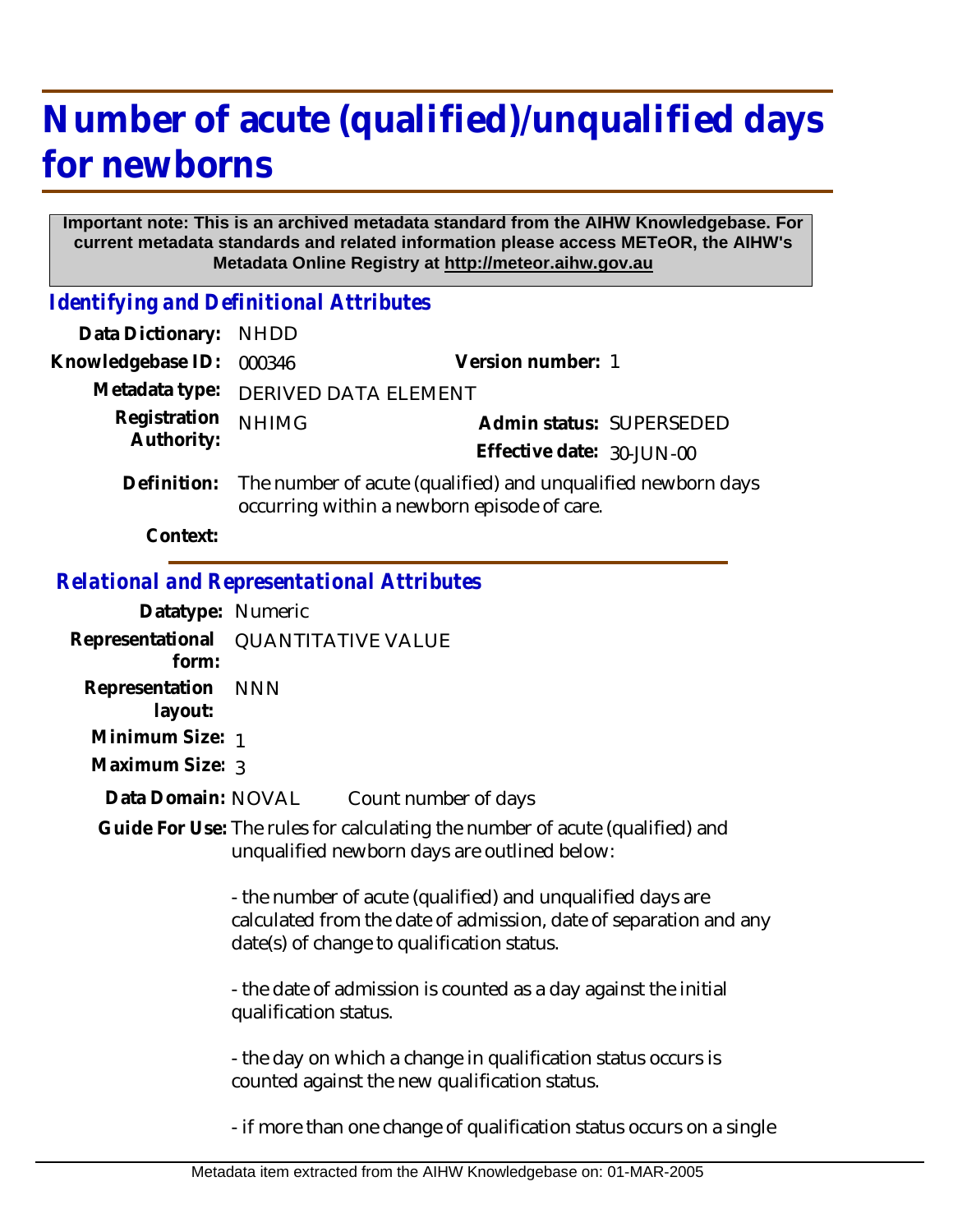# Number of acute (qualified)/unqualified days for newborns

**Important note: This is an archived metadata standard from the AIHW Knowledgebase. For current metadata standards and related information please access METeOR, the AIHW's Metadata Online Registry at http://meteor.aihw.gov.au**

## *Identifying and Definitional Attributes*

**Data Dictionary:** NHDD

**Knowledgebase ID:** 000346

**Version number:** 1

**Metadata type:** DERIVED DATA ELEMENT

**Registration Authority:** NHIMG

**Admin status:** SUPERSEDED

**Effective date:** 30-JUN-00

**Definition:** The number of acute (qualified) and unqualified newborn days occurring within a newborn episode of care.

**Context:**

## *Relational and Representational Attributes*

**Datatype:** Numeric

**Representational form:** QUANTITATIVE VALUE

**Representation layout:** NNN

**Minimum Size:** 1

**Maximum Size:** 3

**Data Domain:** NOVAL Count number of days

**Guide For Use:** The rules for calculating the number of acute (qualified) and unqualified newborn days are outlined below:

- the number of acute (qualified) and unqualified days are calculated from the date of admission, date of separation and any date(s) of change to qualification status.

- the date of admission is counted as a day against the initial qualification status.

- the day on which a change in qualification status occurs is counted against the new qualification status.

- if more than one change of qualification status occurs on a single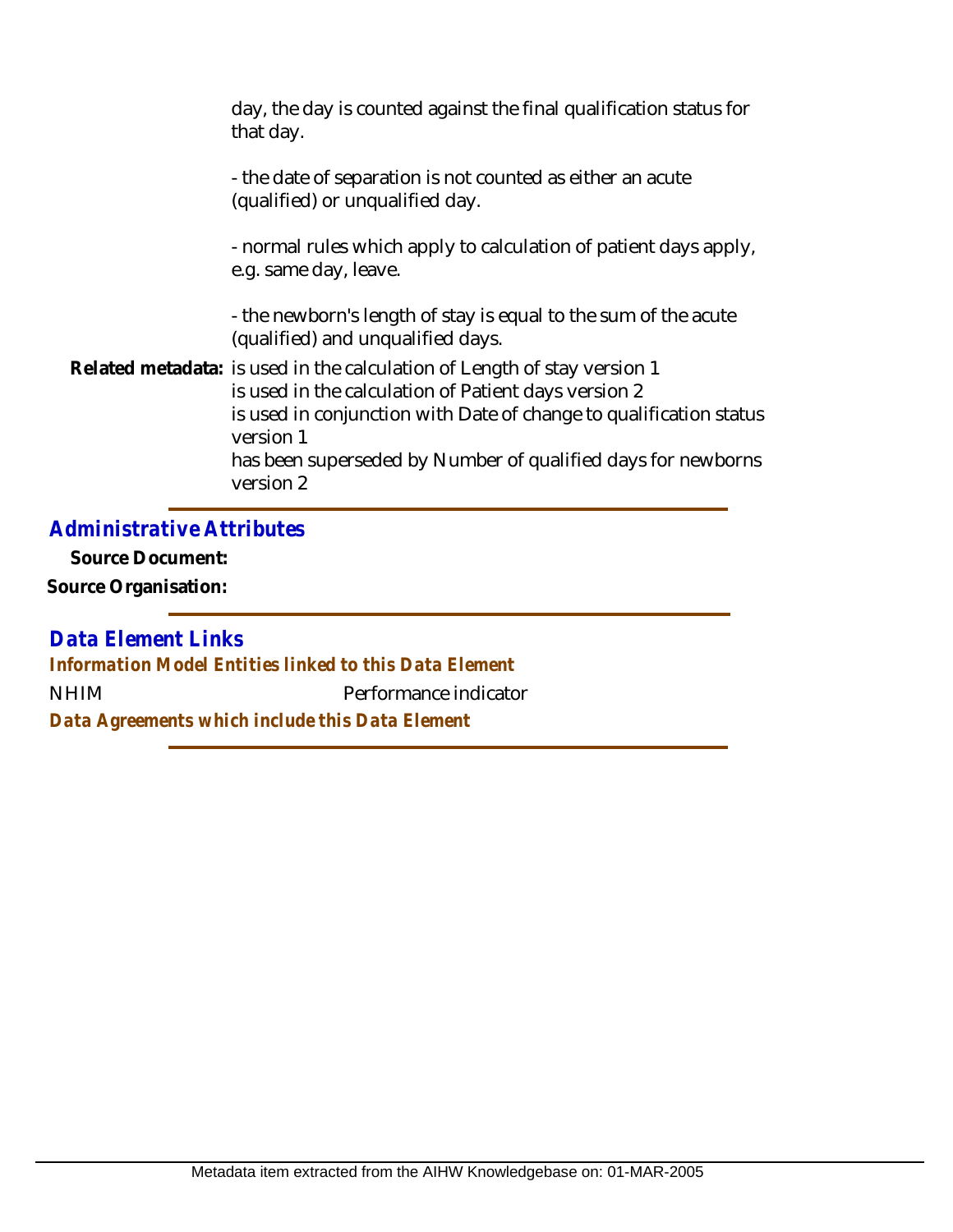day, the day is counted against the final qualification status for that day.

- the date of separation is not counted as either an acute (qualified) or unqualified day.

- normal rules which apply to calculation of patient days apply, e.g. same day, leave.

- the newborn's length of stay is equal to the sum of the acute (qualified) and unqualified days.

**Related metadata:** is used in the calculation of Length of stay version 1
is used in the calculation of Patient days version 2
is used in conjunction with Date of change to qualification status version 1
has been superseded by Number of qualified days for newborns version 2

## Administrative Attributes

**Source Document:**

**Source Organisation:**

## Data Element Links

### Information Model Entities linked to this Data Element

| | |
|---|---|
| NHIM | Performance indicator |

### Data Agreements which include this Data Element

Metadata item extracted from the AIHW Knowledgebase on: 01-MAR-2005